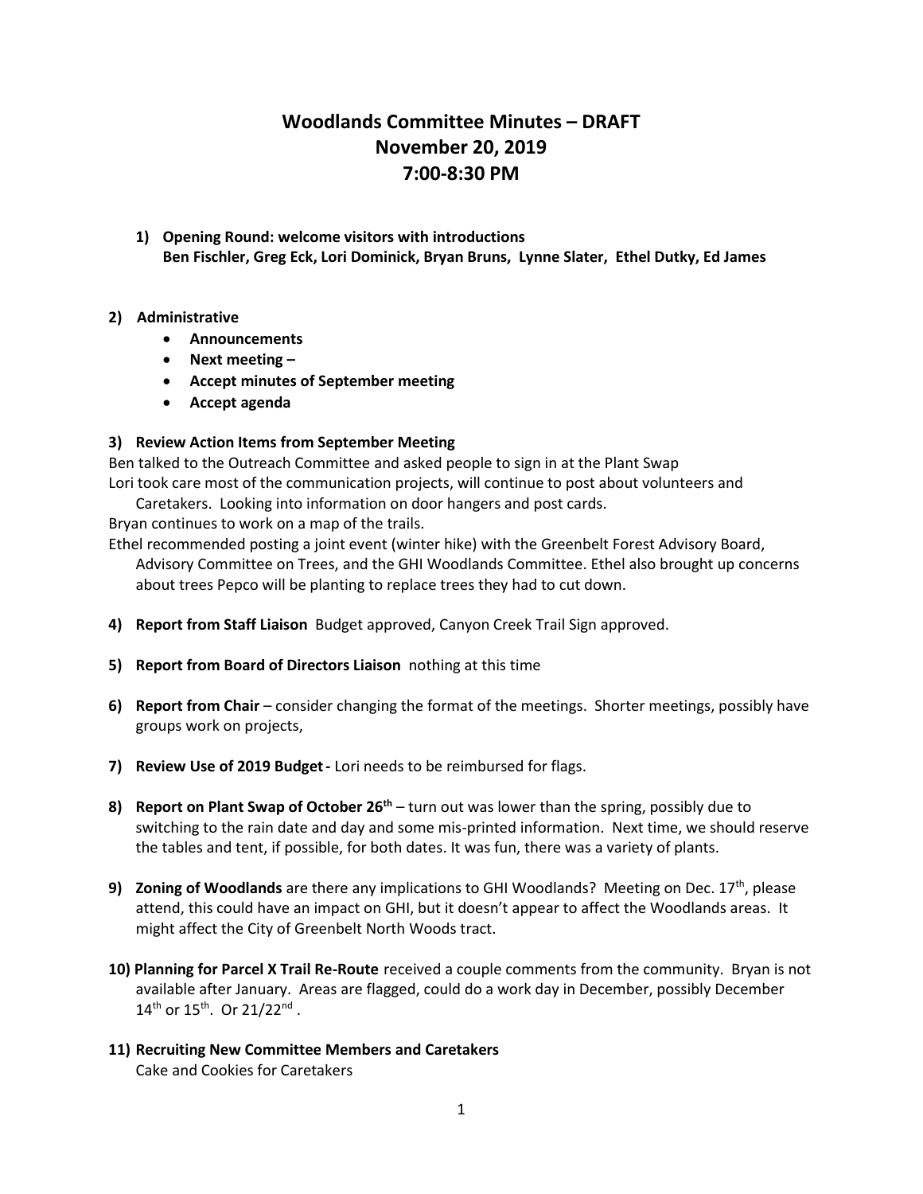# Woodlands Committee Minutes – DRAFT
# November 20, 2019
# 7:00-8:30 PM

1) **Opening Round: welcome visitors with introductions**
   **Ben Fischler, Greg Eck, Lori Dominick, Bryan Bruns, Lynne Slater, Ethel Dutky, Ed James**

2) **Administrative**
   - **Announcements**
   - **Next meeting –**
   - **Accept minutes of September meeting**
   - **Accept agenda**

3) **Review Action Items from September Meeting**

Ben talked to the Outreach Committee and asked people to sign in at the Plant Swap

Lori took care most of the communication projects, will continue to post about volunteers and Caretakers. Looking into information on door hangers and post cards.

Bryan continues to work on a map of the trails.

Ethel recommended posting a joint event (winter hike) with the Greenbelt Forest Advisory Board, Advisory Committee on Trees, and the GHI Woodlands Committee. Ethel also brought up concerns about trees Pepco will be planting to replace trees they had to cut down.

4) **Report from Staff Liaison** Budget approved, Canyon Creek Trail Sign approved.

5) **Report from Board of Directors Liaison** nothing at this time

6) **Report from Chair** – consider changing the format of the meetings. Shorter meetings, possibly have groups work on projects,

7) **Review Use of 2019 Budget -** Lori needs to be reimbursed for flags.

8) **Report on Plant Swap of October 26th** – turn out was lower than the spring, possibly due to switching to the rain date and day and some mis-printed information. Next time, we should reserve the tables and tent, if possible, for both dates. It was fun, there was a variety of plants.

9) **Zoning of Woodlands** are there any implications to GHI Woodlands? Meeting on Dec. 17th, please attend, this could have an impact on GHI, but it doesn't appear to affect the Woodlands areas. It might affect the City of Greenbelt North Woods tract.

10) **Planning for Parcel X Trail Re-Route** received a couple comments from the community. Bryan is not available after January. Areas are flagged, could do a work day in December, possibly December 14th or 15th. Or 21/22nd .

11) **Recruiting New Committee Members and Caretakers**
    Cake and Cookies for Caretakers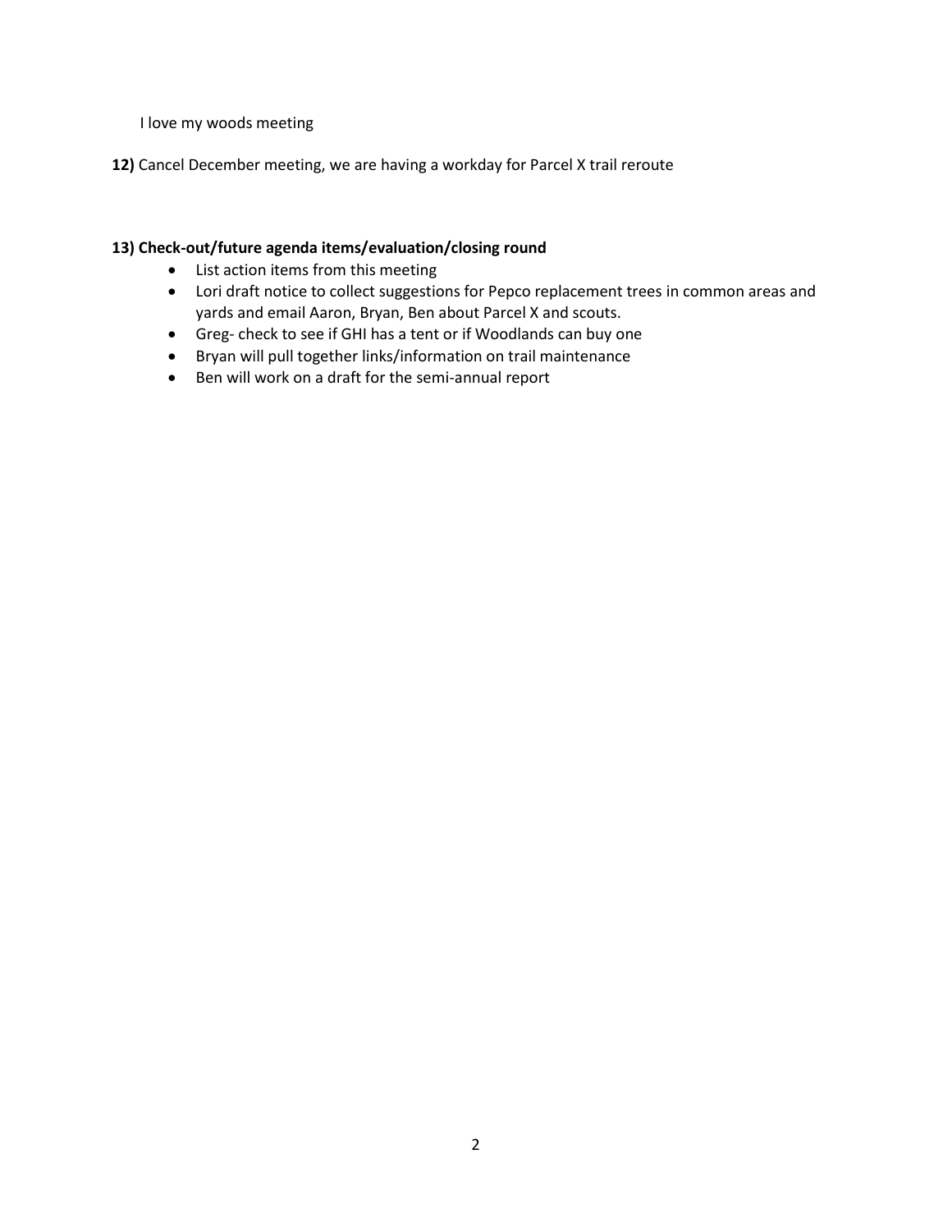I love my woods meeting

**12)** Cancel December meeting, we are having a workday for Parcel X trail reroute

**13) Check-out/future agenda items/evaluation/closing round**

- List action items from this meeting
- Lori draft notice to collect suggestions for Pepco replacement trees in common areas and yards and email Aaron, Bryan, Ben about Parcel X and scouts.
- Greg- check to see if GHI has a tent or if Woodlands can buy one
- Bryan will pull together links/information on trail maintenance
- Ben will work on a draft for the semi-annual report